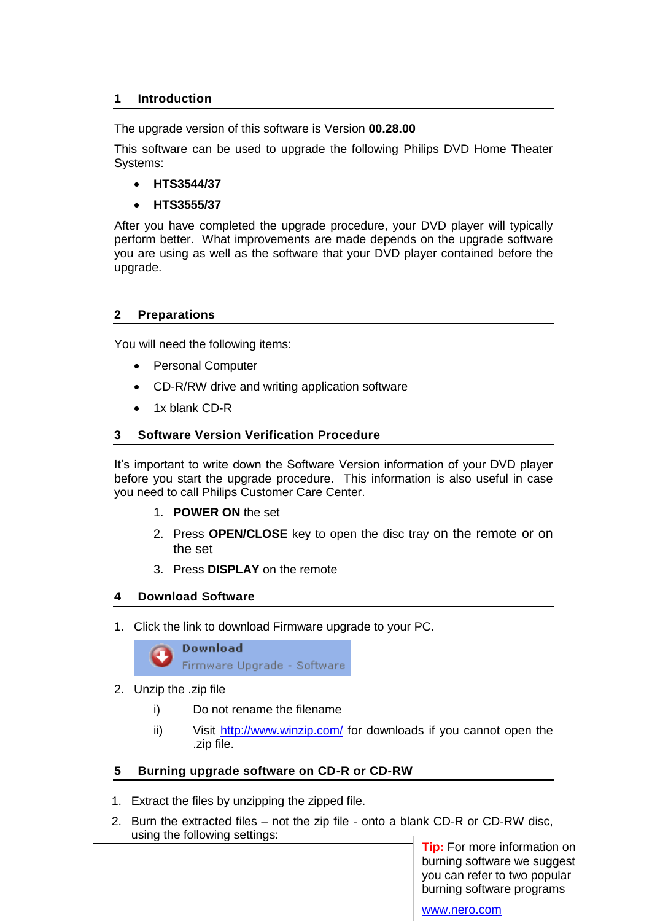## 1 Introduction

The upgrade version of this software is Version **00.28.00**

This software can be used to upgrade the following Philips DVD Home Theater Systems:

- **HTS3544/37**
- **HTS3555/37**

After you have completed the upgrade procedure, your DVD player will typically perform better. What improvements are made depends on the upgrade software you are using as well as the software that your DVD player contained before the upgrade.

## 2 Preparations

You will need the following items:

- Personal Computer
- CD-R/RW drive and writing application software
- 1x blank CD-R

## 3 Software Version Verification Procedure

It's important to write down the Software Version information of your DVD player before you start the upgrade procedure. This information is also useful in case you need to call Philips Customer Care Center.

1. **POWER ON** the set
2. Press **OPEN/CLOSE** key to open the disc tray on the remote or on the set
3. Press **DISPLAY** on the remote

## 4 Download Software

1. Click the link to download Firmware upgrade to your PC.

   **Download**
   Firmware Upgrade - Software

2. Unzip the .zip file
   i) Do not rename the filename
   ii) Visit http://www.winzip.com/ for downloads if you cannot open the .zip file.

## 5 Burning upgrade software on CD-R or CD-RW

1. Extract the files by unzipping the zipped file.
2. Burn the extracted files – not the zip file - onto a blank CD-R or CD-RW disc, using the following settings:

**Tip:** For more information on burning software we suggest you can refer to two popular burning software programs

www.nero.com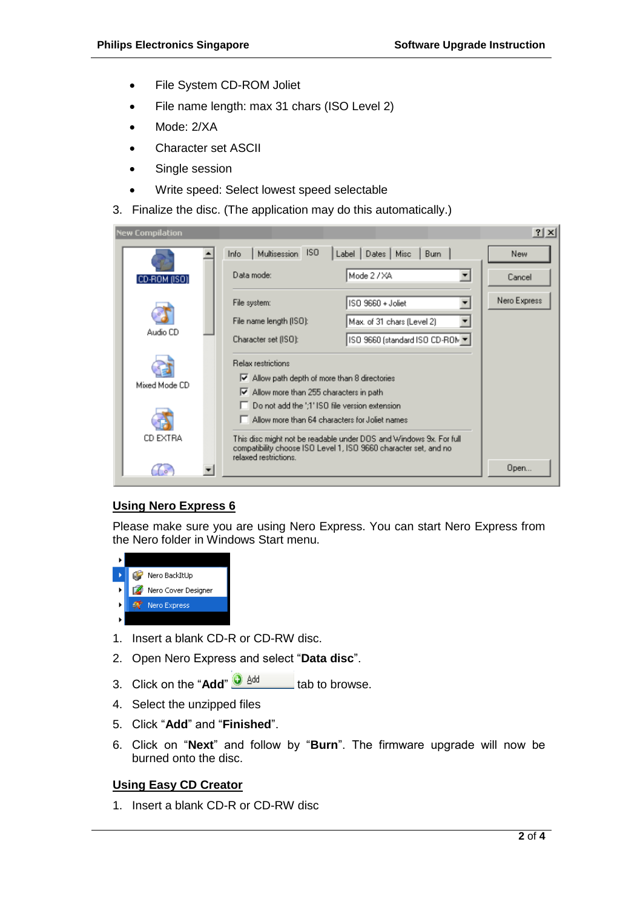- File System CD-ROM Joliet
- File name length: max 31 chars (ISO Level 2)
- Mode: 2/XA
- Character set ASCII
- Single session
- Write speed: Select lowest speed selectable

3. Finalize the disc. (The application may do this automatically.)

## Using Nero Express 6

Please make sure you are using Nero Express. You can start Nero Express from the Nero folder in Windows Start menu.

1. Insert a blank CD-R or CD-RW disc.
2. Open Nero Express and select "**Data disc**".
3. Click on the "**Add**" tab to browse.
4. Select the unzipped files
5. Click "**Add**" and "**Finished**".
6. Click on "**Next**" and follow by "**Burn**". The firmware upgrade will now be burned onto the disc.

## Using Easy CD Creator

1. Insert a blank CD-R or CD-RW disc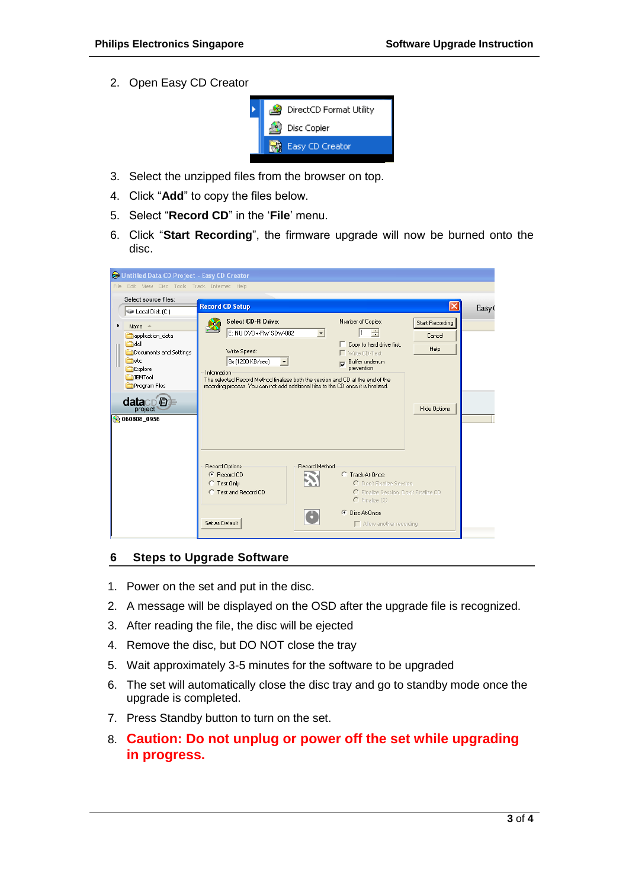2. Open Easy CD Creator

3. Select the unzipped files from the browser on top.
4. Click "**Add**" to copy the files below.
5. Select "**Record CD**" in the '**File**' menu.
6. Click "**Start Recording**", the firmware upgrade will now be burned onto the disc.

## 6 Steps to Upgrade Software

1. Power on the set and put in the disc.
2. A message will be displayed on the OSD after the upgrade file is recognized.
3. After reading the file, the disc will be ejected
4. Remove the disc, but DO NOT close the tray
5. Wait approximately 3-5 minutes for the software to be upgraded
6. The set will automatically close the disc tray and go to standby mode once the upgrade is completed.
7. Press Standby button to turn on the set.
8. **Caution: Do not unplug or power off the set while upgrading in progress.**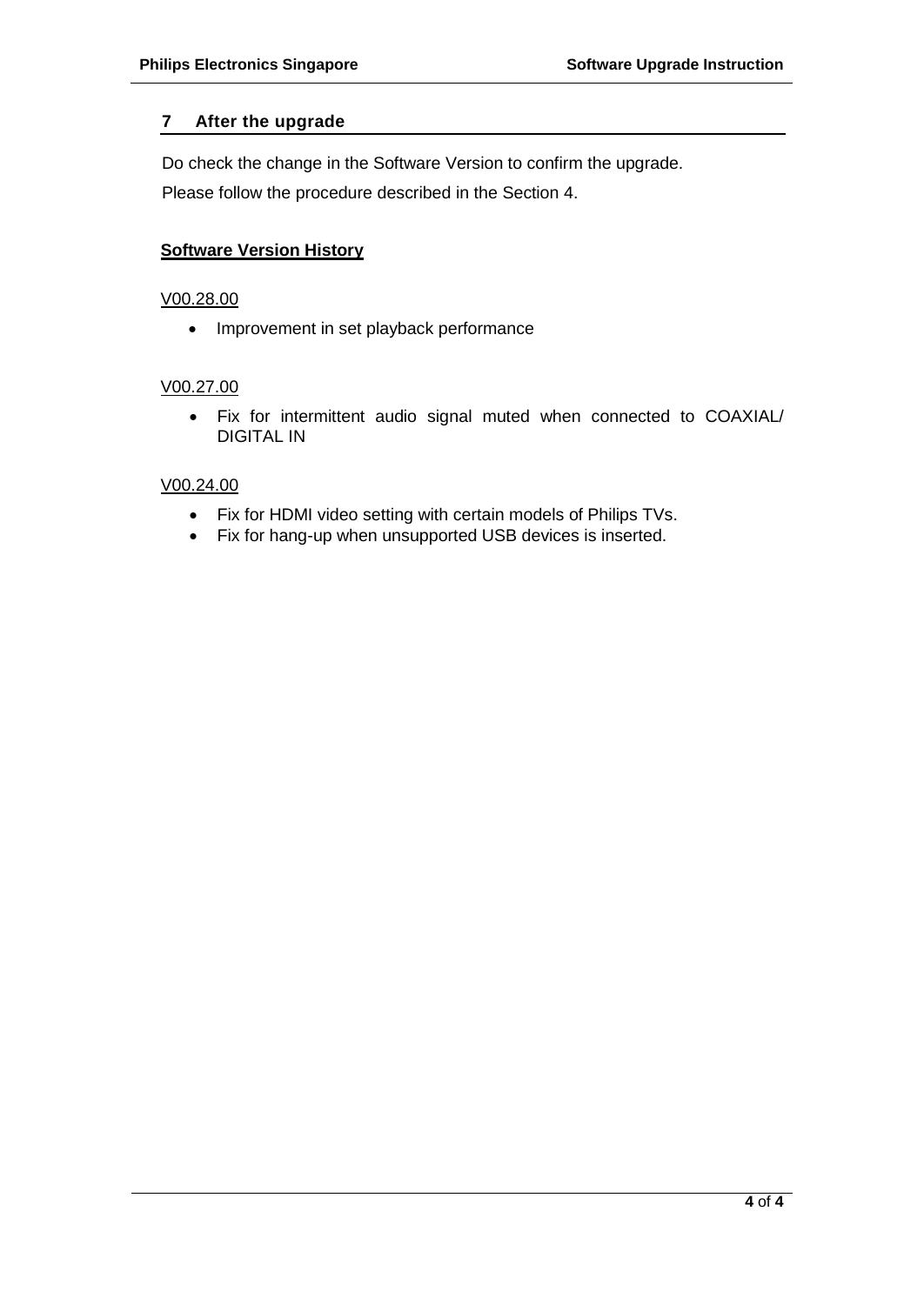## 7 After the upgrade

Do check the change in the Software Version to confirm the upgrade.

Please follow the procedure described in the Section 4.

**Software Version History**

V00.28.00

- Improvement in set playback performance

V00.27.00

- Fix for intermittent audio signal muted when connected to COAXIAL/ DIGITAL IN

V00.24.00

- Fix for HDMI video setting with certain models of Philips TVs.
- Fix for hang-up when unsupported USB devices is inserted.